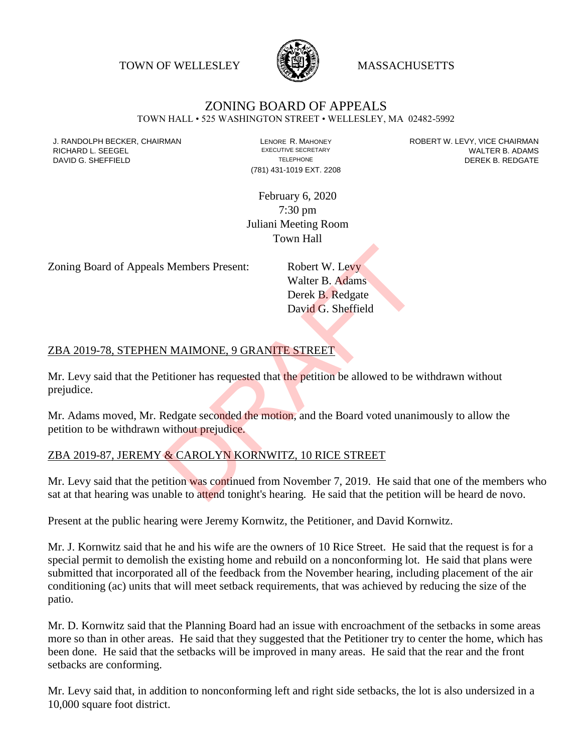TOWN OF WELLESLEY MASSACHUSETTS

# ZONING BOARD OF APPEALS

TOWN HALL • 525 WASHINGTON STREET • WELLESLEY, MA 02482-5992

J. RANDOLPH BECKER, CHAIRMAN
RICHARD L. SEEGEL
DAVID G. SHEFFIELD

LENORE R. MAHONEY
EXECUTIVE SECRETARY
TELEPHONE
(781) 431-1019 EXT. 2208

ROBERT W. LEVY, VICE CHAIRMAN
WALTER B. ADAMS
DEREK B. REDGATE

February 6, 2020
7:30 pm
Juliani Meeting Room
Town Hall

Zoning Board of Appeals Members Present: Robert W. Levy
Walter B. Adams
Derek B. Redgate
David G. Sheffield

DRAFT

ZBA 2019-78, STEPHEN MAIMONE, 9 GRANITE STREET

Mr. Levy said that the Petitioner has requested that the petition be allowed to be withdrawn without prejudice.

Mr. Adams moved, Mr. Redgate seconded the motion, and the Board voted unanimously to allow the petition to be withdrawn without prejudice.

ZBA 2019-87, JEREMY & CAROLYN KORNWITZ, 10 RICE STREET

Mr. Levy said that the petition was continued from November 7, 2019. He said that one of the members who sat at that hearing was unable to attend tonight's hearing. He said that the petition will be heard de novo.

Present at the public hearing were Jeremy Kornwitz, the Petitioner, and David Kornwitz.

Mr. J. Kornwitz said that he and his wife are the owners of 10 Rice Street. He said that the request is for a special permit to demolish the existing home and rebuild on a nonconforming lot. He said that plans were submitted that incorporated all of the feedback from the November hearing, including placement of the air conditioning (ac) units that will meet setback requirements, that was achieved by reducing the size of the patio.

Mr. D. Kornwitz said that the Planning Board had an issue with encroachment of the setbacks in some areas more so than in other areas. He said that they suggested that the Petitioner try to center the home, which has been done. He said that the setbacks will be improved in many areas. He said that the rear and the front setbacks are conforming.

Mr. Levy said that, in addition to nonconforming left and right side setbacks, the lot is also undersized in a 10,000 square foot district.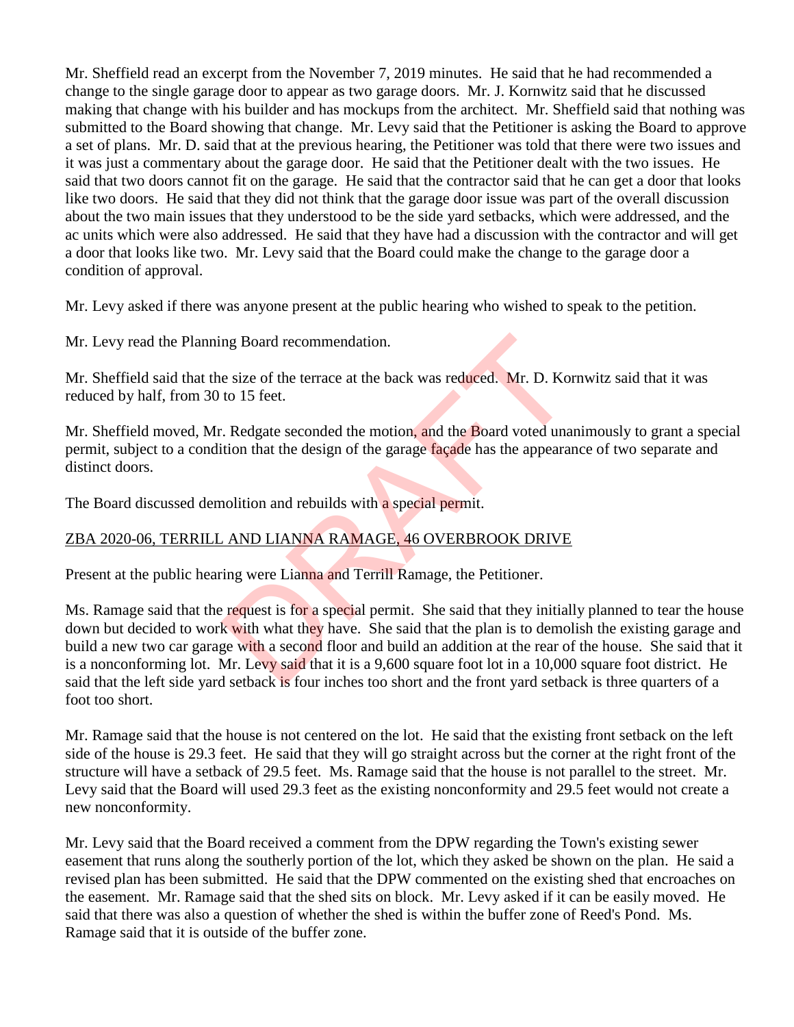Mr. Sheffield read an excerpt from the November 7, 2019 minutes. He said that he had recommended a change to the single garage door to appear as two garage doors. Mr. J. Kornwitz said that he discussed making that change with his builder and has mockups from the architect. Mr. Sheffield said that nothing was submitted to the Board showing that change. Mr. Levy said that the Petitioner is asking the Board to approve a set of plans. Mr. D. said that at the previous hearing, the Petitioner was told that there were two issues and it was just a commentary about the garage door. He said that the Petitioner dealt with the two issues. He said that two doors cannot fit on the garage. He said that the contractor said that he can get a door that looks like two doors. He said that they did not think that the garage door issue was part of the overall discussion about the two main issues that they understood to be the side yard setbacks, which were addressed, and the ac units which were also addressed. He said that they have had a discussion with the contractor and will get a door that looks like two. Mr. Levy said that the Board could make the change to the garage door a condition of approval.

Mr. Levy asked if there was anyone present at the public hearing who wished to speak to the petition.

Mr. Levy read the Planning Board recommendation.

Mr. Sheffield said that the size of the terrace at the back was reduced. Mr. D. Kornwitz said that it was reduced by half, from 30 to 15 feet.

Mr. Sheffield moved, Mr. Redgate seconded the motion, and the Board voted unanimously to grant a special permit, subject to a condition that the design of the garage façade has the appearance of two separate and distinct doors.

The Board discussed demolition and rebuilds with a special permit.

ZBA 2020-06, TERRILL AND LIANNA RAMAGE, 46 OVERBROOK DRIVE

Present at the public hearing were Lianna and Terrill Ramage, the Petitioner.

Ms. Ramage said that the request is for a special permit. She said that they initially planned to tear the house down but decided to work with what they have. She said that the plan is to demolish the existing garage and build a new two car garage with a second floor and build an addition at the rear of the house. She said that it is a nonconforming lot. Mr. Levy said that it is a 9,600 square foot lot in a 10,000 square foot district. He said that the left side yard setback is four inches too short and the front yard setback is three quarters of a foot too short.

Mr. Ramage said that the house is not centered on the lot. He said that the existing front setback on the left side of the house is 29.3 feet. He said that they will go straight across but the corner at the right front of the structure will have a setback of 29.5 feet. Ms. Ramage said that the house is not parallel to the street. Mr. Levy said that the Board will used 29.3 feet as the existing nonconformity and 29.5 feet would not create a new nonconformity.

Mr. Levy said that the Board received a comment from the DPW regarding the Town's existing sewer easement that runs along the southerly portion of the lot, which they asked be shown on the plan. He said a revised plan has been submitted. He said that the DPW commented on the existing shed that encroaches on the easement. Mr. Ramage said that the shed sits on block. Mr. Levy asked if it can be easily moved. He said that there was also a question of whether the shed is within the buffer zone of Reed's Pond. Ms. Ramage said that it is outside of the buffer zone.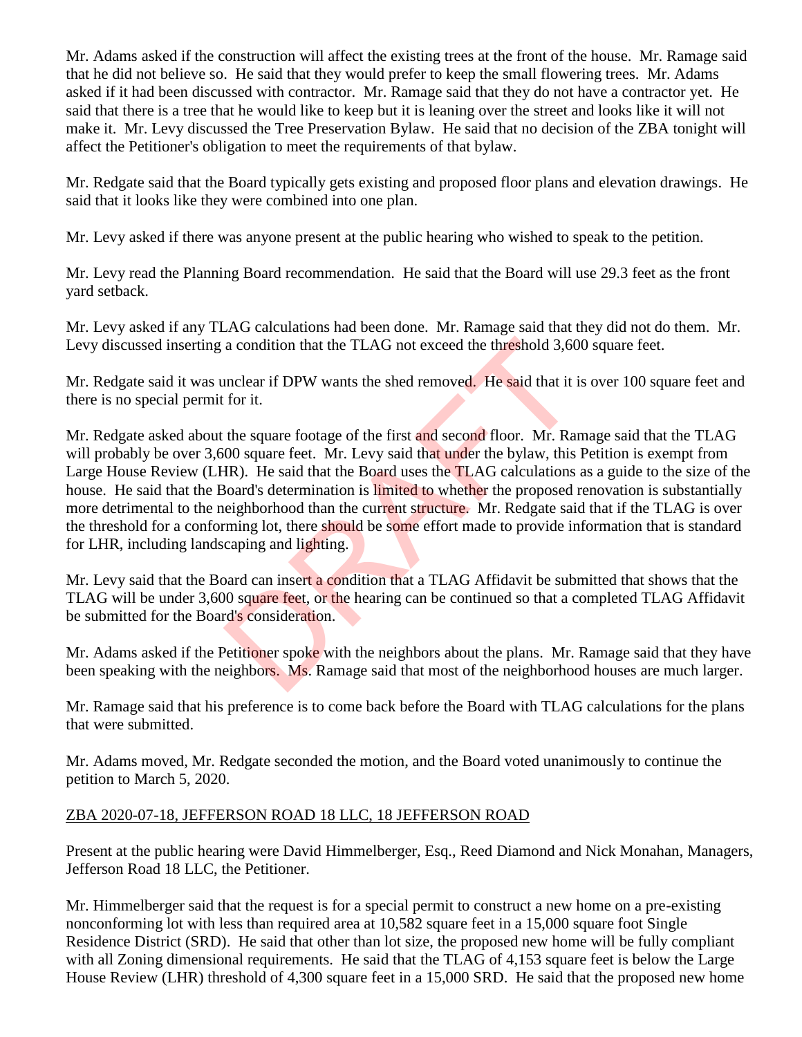Mr. Adams asked if the construction will affect the existing trees at the front of the house. Mr. Ramage said that he did not believe so. He said that they would prefer to keep the small flowering trees. Mr. Adams asked if it had been discussed with contractor. Mr. Ramage said that they do not have a contractor yet. He said that there is a tree that he would like to keep but it is leaning over the street and looks like it will not make it. Mr. Levy discussed the Tree Preservation Bylaw. He said that no decision of the ZBA tonight will affect the Petitioner's obligation to meet the requirements of that bylaw.

Mr. Redgate said that the Board typically gets existing and proposed floor plans and elevation drawings. He said that it looks like they were combined into one plan.

Mr. Levy asked if there was anyone present at the public hearing who wished to speak to the petition.

Mr. Levy read the Planning Board recommendation. He said that the Board will use 29.3 feet as the front yard setback.

Mr. Levy asked if any TLAG calculations had been done. Mr. Ramage said that they did not do them. Mr. Levy discussed inserting a condition that the TLAG not exceed the threshold 3,600 square feet.

Mr. Redgate said it was unclear if DPW wants the shed removed. He said that it is over 100 square feet and there is no special permit for it.

Mr. Redgate asked about the square footage of the first and second floor. Mr. Ramage said that the TLAG will probably be over 3,600 square feet. Mr. Levy said that under the bylaw, this Petition is exempt from Large House Review (LHR). He said that the Board uses the TLAG calculations as a guide to the size of the house. He said that the Board's determination is limited to whether the proposed renovation is substantially more detrimental to the neighborhood than the current structure. Mr. Redgate said that if the TLAG is over the threshold for a conforming lot, there should be some effort made to provide information that is standard for LHR, including landscaping and lighting.

Mr. Levy said that the Board can insert a condition that a TLAG Affidavit be submitted that shows that the TLAG will be under 3,600 square feet, or the hearing can be continued so that a completed TLAG Affidavit be submitted for the Board's consideration.

Mr. Adams asked if the Petitioner spoke with the neighbors about the plans. Mr. Ramage said that they have been speaking with the neighbors. Ms. Ramage said that most of the neighborhood houses are much larger.

Mr. Ramage said that his preference is to come back before the Board with TLAG calculations for the plans that were submitted.

Mr. Adams moved, Mr. Redgate seconded the motion, and the Board voted unanimously to continue the petition to March 5, 2020.

ZBA 2020-07-18, JEFFERSON ROAD 18 LLC, 18 JEFFERSON ROAD

Present at the public hearing were David Himmelberger, Esq., Reed Diamond and Nick Monahan, Managers, Jefferson Road 18 LLC, the Petitioner.

Mr. Himmelberger said that the request is for a special permit to construct a new home on a pre-existing nonconforming lot with less than required area at 10,582 square feet in a 15,000 square foot Single Residence District (SRD). He said that other than lot size, the proposed new home will be fully compliant with all Zoning dimensional requirements. He said that the TLAG of 4,153 square feet is below the Large House Review (LHR) threshold of 4,300 square feet in a 15,000 SRD. He said that the proposed new home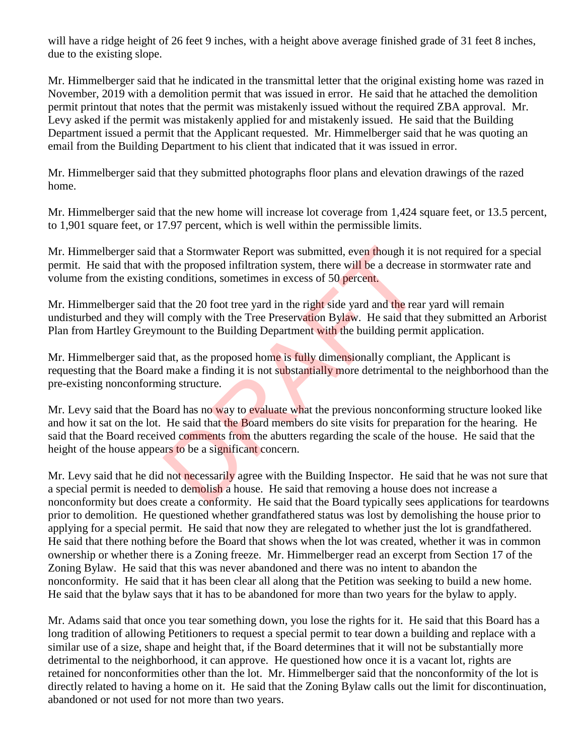will have a ridge height of 26 feet 9 inches, with a height above average finished grade of 31 feet 8 inches, due to the existing slope.

Mr. Himmelberger said that he indicated in the transmittal letter that the original existing home was razed in November, 2019 with a demolition permit that was issued in error. He said that he attached the demolition permit printout that notes that the permit was mistakenly issued without the required ZBA approval. Mr. Levy asked if the permit was mistakenly applied for and mistakenly issued. He said that the Building Department issued a permit that the Applicant requested. Mr. Himmelberger said that he was quoting an email from the Building Department to his client that indicated that it was issued in error.

Mr. Himmelberger said that they submitted photographs floor plans and elevation drawings of the razed home.

Mr. Himmelberger said that the new home will increase lot coverage from 1,424 square feet, or 13.5 percent, to 1,901 square feet, or 17.97 percent, which is well within the permissible limits.

Mr. Himmelberger said that a Stormwater Report was submitted, even though it is not required for a special permit. He said that with the proposed infiltration system, there will be a decrease in stormwater rate and volume from the existing conditions, sometimes in excess of 50 percent.

Mr. Himmelberger said that the 20 foot tree yard in the right side yard and the rear yard will remain undisturbed and they will comply with the Tree Preservation Bylaw. He said that they submitted an Arborist Plan from Hartley Greymount to the Building Department with the building permit application.

Mr. Himmelberger said that, as the proposed home is fully dimensionally compliant, the Applicant is requesting that the Board make a finding it is not substantially more detrimental to the neighborhood than the pre-existing nonconforming structure.

Mr. Levy said that the Board has no way to evaluate what the previous nonconforming structure looked like and how it sat on the lot. He said that the Board members do site visits for preparation for the hearing. He said that the Board received comments from the abutters regarding the scale of the house. He said that the height of the house appears to be a significant concern.

Mr. Levy said that he did not necessarily agree with the Building Inspector. He said that he was not sure that a special permit is needed to demolish a house. He said that removing a house does not increase a nonconformity but does create a conformity. He said that the Board typically sees applications for teardowns prior to demolition. He questioned whether grandfathered status was lost by demolishing the house prior to applying for a special permit. He said that now they are relegated to whether just the lot is grandfathered. He said that there nothing before the Board that shows when the lot was created, whether it was in common ownership or whether there is a Zoning freeze. Mr. Himmelberger read an excerpt from Section 17 of the Zoning Bylaw. He said that this was never abandoned and there was no intent to abandon the nonconformity. He said that it has been clear all along that the Petition was seeking to build a new home. He said that the bylaw says that it has to be abandoned for more than two years for the bylaw to apply.

Mr. Adams said that once you tear something down, you lose the rights for it. He said that this Board has a long tradition of allowing Petitioners to request a special permit to tear down a building and replace with a similar use of a size, shape and height that, if the Board determines that it will not be substantially more detrimental to the neighborhood, it can approve. He questioned how once it is a vacant lot, rights are retained for nonconformities other than the lot. Mr. Himmelberger said that the nonconformity of the lot is directly related to having a home on it. He said that the Zoning Bylaw calls out the limit for discontinuation, abandoned or not used for not more than two years.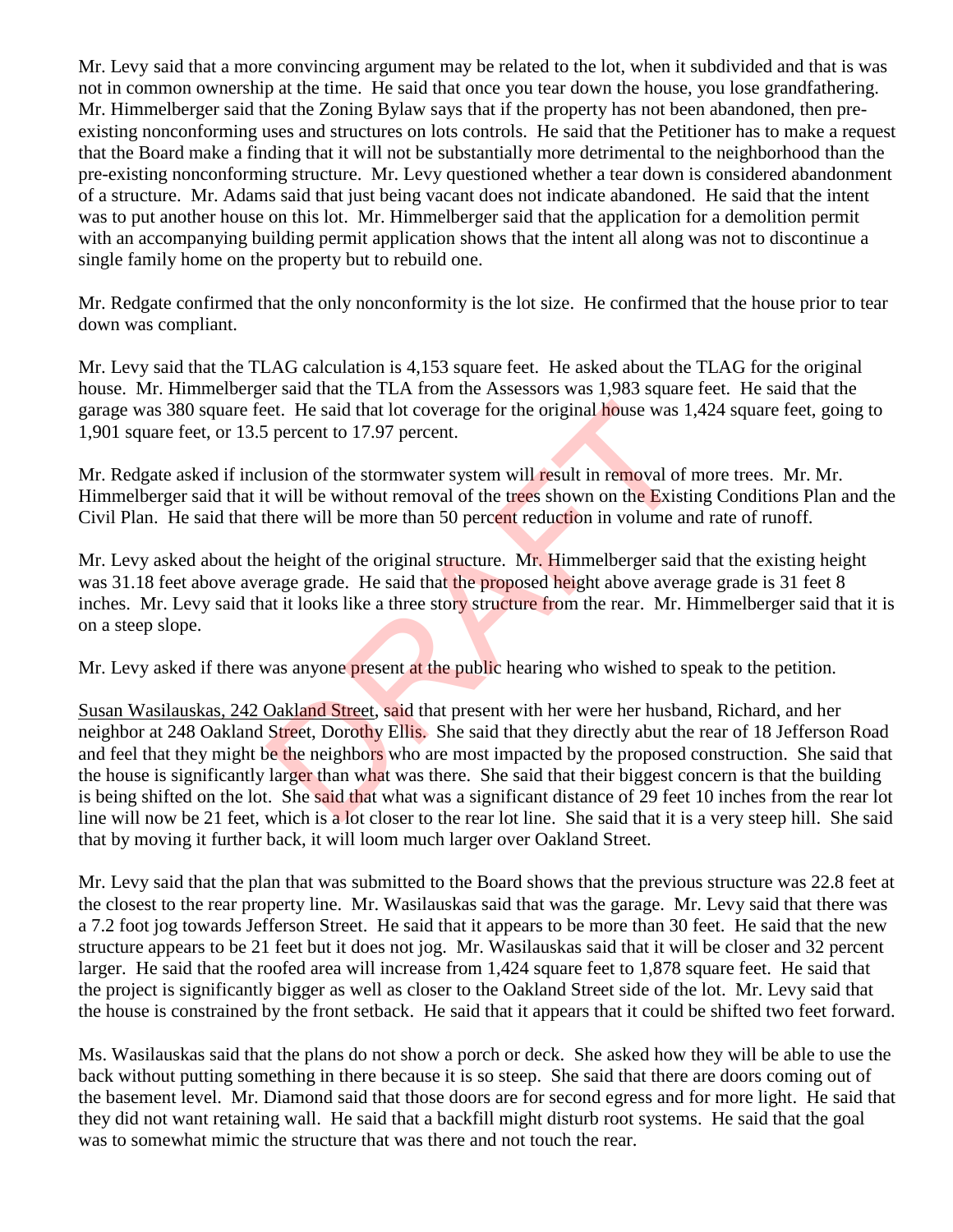Mr. Levy said that a more convincing argument may be related to the lot, when it subdivided and that is was not in common ownership at the time. He said that once you tear down the house, you lose grandfathering. Mr. Himmelberger said that the Zoning Bylaw says that if the property has not been abandoned, then pre-existing nonconforming uses and structures on lots controls. He said that the Petitioner has to make a request that the Board make a finding that it will not be substantially more detrimental to the neighborhood than the pre-existing nonconforming structure. Mr. Levy questioned whether a tear down is considered abandonment of a structure. Mr. Adams said that just being vacant does not indicate abandoned. He said that the intent was to put another house on this lot. Mr. Himmelberger said that the application for a demolition permit with an accompanying building permit application shows that the intent all along was not to discontinue a single family home on the property but to rebuild one.

Mr. Redgate confirmed that the only nonconformity is the lot size. He confirmed that the house prior to tear down was compliant.

Mr. Levy said that the TLAG calculation is 4,153 square feet. He asked about the TLAG for the original house. Mr. Himmelberger said that the TLA from the Assessors was 1,983 square feet. He said that the garage was 380 square feet. He said that lot coverage for the original house was 1,424 square feet, going to 1,901 square feet, or 13.5 percent to 17.97 percent.

Mr. Redgate asked if inclusion of the stormwater system will result in removal of more trees. Mr. Mr. Himmelberger said that it will be without removal of the trees shown on the Existing Conditions Plan and the Civil Plan. He said that there will be more than 50 percent reduction in volume and rate of runoff.

Mr. Levy asked about the height of the original structure. Mr. Himmelberger said that the existing height was 31.18 feet above average grade. He said that the proposed height above average grade is 31 feet 8 inches. Mr. Levy said that it looks like a three story structure from the rear. Mr. Himmelberger said that it is on a steep slope.

Mr. Levy asked if there was anyone present at the public hearing who wished to speak to the petition.

Susan Wasilauskas, 242 Oakland Street, said that present with her were her husband, Richard, and her neighbor at 248 Oakland Street, Dorothy Ellis. She said that they directly abut the rear of 18 Jefferson Road and feel that they might be the neighbors who are most impacted by the proposed construction. She said that the house is significantly larger than what was there. She said that their biggest concern is that the building is being shifted on the lot. She said that what was a significant distance of 29 feet 10 inches from the rear lot line will now be 21 feet, which is a lot closer to the rear lot line. She said that it is a very steep hill. She said that by moving it further back, it will loom much larger over Oakland Street.

Mr. Levy said that the plan that was submitted to the Board shows that the previous structure was 22.8 feet at the closest to the rear property line. Mr. Wasilauskas said that was the garage. Mr. Levy said that there was a 7.2 foot jog towards Jefferson Street. He said that it appears to be more than 30 feet. He said that the new structure appears to be 21 feet but it does not jog. Mr. Wasilauskas said that it will be closer and 32 percent larger. He said that the roofed area will increase from 1,424 square feet to 1,878 square feet. He said that the project is significantly bigger as well as closer to the Oakland Street side of the lot. Mr. Levy said that the house is constrained by the front setback. He said that it appears that it could be shifted two feet forward.

Ms. Wasilauskas said that the plans do not show a porch or deck. She asked how they will be able to use the back without putting something in there because it is so steep. She said that there are doors coming out of the basement level. Mr. Diamond said that those doors are for second egress and for more light. He said that they did not want retaining wall. He said that a backfill might disturb root systems. He said that the goal was to somewhat mimic the structure that was there and not touch the rear.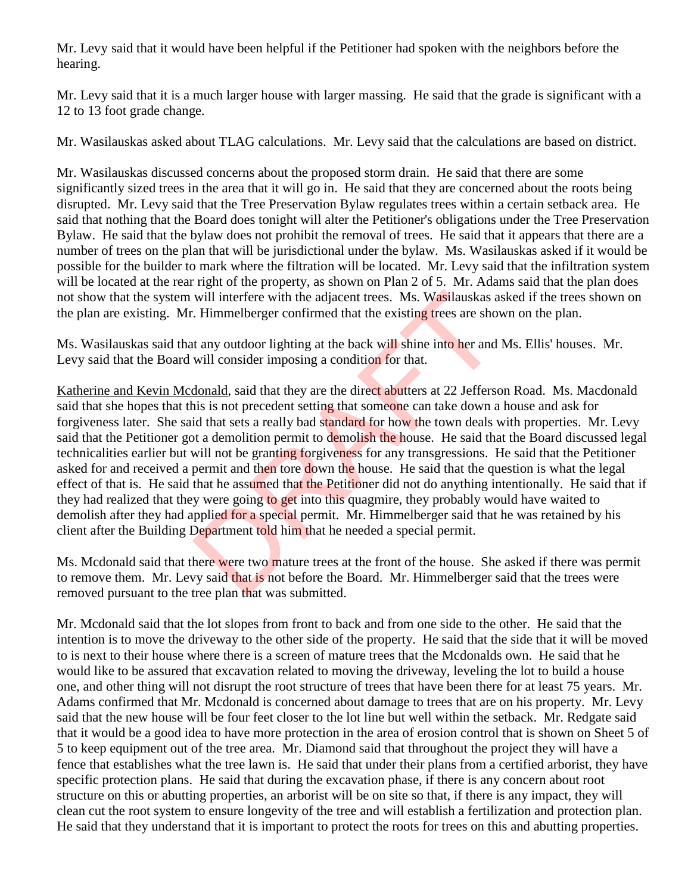Mr. Levy said that it would have been helpful if the Petitioner had spoken with the neighbors before the hearing.

Mr. Levy said that it is a much larger house with larger massing. He said that the grade is significant with a 12 to 13 foot grade change.

Mr. Wasilauskas asked about TLAG calculations. Mr. Levy said that the calculations are based on district.

Mr. Wasilauskas discussed concerns about the proposed storm drain. He said that there are some significantly sized trees in the area that it will go in. He said that they are concerned about the roots being disrupted. Mr. Levy said that the Tree Preservation Bylaw regulates trees within a certain setback area. He said that nothing that the Board does tonight will alter the Petitioner's obligations under the Tree Preservation Bylaw. He said that the bylaw does not prohibit the removal of trees. He said that it appears that there are a number of trees on the plan that will be jurisdictional under the bylaw. Ms. Wasilauskas asked if it would be possible for the builder to mark where the filtration will be located. Mr. Levy said that the infiltration system will be located at the rear right of the property, as shown on Plan 2 of 5. Mr. Adams said that the plan does not show that the system will interfere with the adjacent trees. Ms. Wasilauskas asked if the trees shown on the plan are existing. Mr. Himmelberger confirmed that the existing trees are shown on the plan.

Ms. Wasilauskas said that any outdoor lighting at the back will shine into her and Ms. Ellis' houses. Mr. Levy said that the Board will consider imposing a condition for that.

Katherine and Kevin Mcdonald, said that they are the direct abutters at 22 Jefferson Road. Ms. Macdonald said that she hopes that this is not precedent setting that someone can take down a house and ask for forgiveness later. She said that sets a really bad standard for how the town deals with properties. Mr. Levy said that the Petitioner got a demolition permit to demolish the house. He said that the Board discussed legal technicalities earlier but will not be granting forgiveness for any transgressions. He said that the Petitioner asked for and received a permit and then tore down the house. He said that the question is what the legal effect of that is. He said that he assumed that the Petitioner did not do anything intentionally. He said that if they had realized that they were going to get into this quagmire, they probably would have waited to demolish after they had applied for a special permit. Mr. Himmelberger said that he was retained by his client after the Building Department told him that he needed a special permit.

Ms. Mcdonald said that there were two mature trees at the front of the house. She asked if there was permit to remove them. Mr. Levy said that is not before the Board. Mr. Himmelberger said that the trees were removed pursuant to the tree plan that was submitted.

Mr. Mcdonald said that the lot slopes from front to back and from one side to the other. He said that the intention is to move the driveway to the other side of the property. He said that the side that it will be moved to is next to their house where there is a screen of mature trees that the Mcdonalds own. He said that he would like to be assured that excavation related to moving the driveway, leveling the lot to build a house one, and other thing will not disrupt the root structure of trees that have been there for at least 75 years. Mr. Adams confirmed that Mr. Mcdonald is concerned about damage to trees that are on his property. Mr. Levy said that the new house will be four feet closer to the lot line but well within the setback. Mr. Redgate said that it would be a good idea to have more protection in the area of erosion control that is shown on Sheet 5 of 5 to keep equipment out of the tree area. Mr. Diamond said that throughout the project they will have a fence that establishes what the tree lawn is. He said that under their plans from a certified arborist, they have specific protection plans. He said that during the excavation phase, if there is any concern about root structure on this or abutting properties, an arborist will be on site so that, if there is any impact, they will clean cut the root system to ensure longevity of the tree and will establish a fertilization and protection plan. He said that they understand that it is important to protect the roots for trees on this and abutting properties.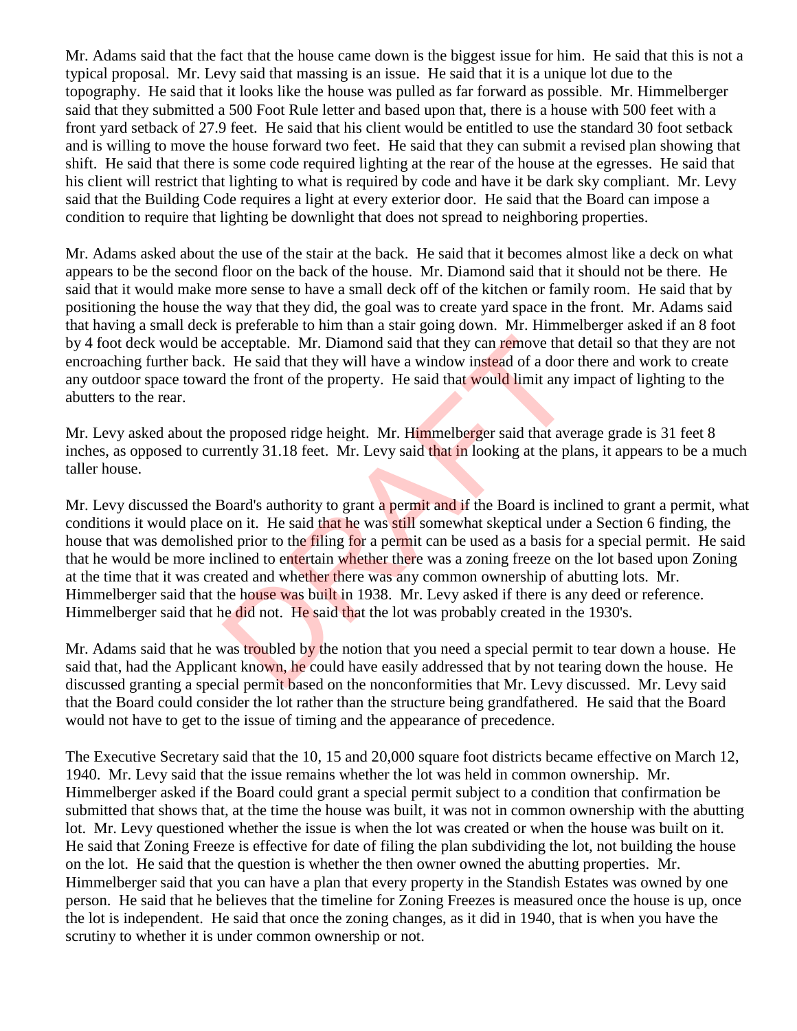Mr. Adams said that the fact that the house came down is the biggest issue for him. He said that this is not a typical proposal. Mr. Levy said that massing is an issue. He said that it is a unique lot due to the topography. He said that it looks like the house was pulled as far forward as possible. Mr. Himmelberger said that they submitted a 500 Foot Rule letter and based upon that, there is a house with 500 feet with a front yard setback of 27.9 feet. He said that his client would be entitled to use the standard 30 foot setback and is willing to move the house forward two feet. He said that they can submit a revised plan showing that shift. He said that there is some code required lighting at the rear of the house at the egresses. He said that his client will restrict that lighting to what is required by code and have it be dark sky compliant. Mr. Levy said that the Building Code requires a light at every exterior door. He said that the Board can impose a condition to require that lighting be downlight that does not spread to neighboring properties.

Mr. Adams asked about the use of the stair at the back. He said that it becomes almost like a deck on what appears to be the second floor on the back of the house. Mr. Diamond said that it should not be there. He said that it would make more sense to have a small deck off of the kitchen or family room. He said that by positioning the house the way that they did, the goal was to create yard space in the front. Mr. Adams said that having a small deck is preferable to him than a stair going down. Mr. Himmelberger asked if an 8 foot by 4 foot deck would be acceptable. Mr. Diamond said that they can remove that detail so that they are not encroaching further back. He said that they will have a window instead of a door there and work to create any outdoor space toward the front of the property. He said that would limit any impact of lighting to the abutters to the rear.

Mr. Levy asked about the proposed ridge height. Mr. Himmelberger said that average grade is 31 feet 8 inches, as opposed to currently 31.18 feet. Mr. Levy said that in looking at the plans, it appears to be a much taller house.

Mr. Levy discussed the Board's authority to grant a permit and if the Board is inclined to grant a permit, what conditions it would place on it. He said that he was still somewhat skeptical under a Section 6 finding, the house that was demolished prior to the filing for a permit can be used as a basis for a special permit. He said that he would be more inclined to entertain whether there was a zoning freeze on the lot based upon Zoning at the time that it was created and whether there was any common ownership of abutting lots. Mr. Himmelberger said that the house was built in 1938. Mr. Levy asked if there is any deed or reference. Himmelberger said that he did not. He said that the lot was probably created in the 1930's.

Mr. Adams said that he was troubled by the notion that you need a special permit to tear down a house. He said that, had the Applicant known, he could have easily addressed that by not tearing down the house. He discussed granting a special permit based on the nonconformities that Mr. Levy discussed. Mr. Levy said that the Board could consider the lot rather than the structure being grandfathered. He said that the Board would not have to get to the issue of timing and the appearance of precedence.

The Executive Secretary said that the 10, 15 and 20,000 square foot districts became effective on March 12, 1940. Mr. Levy said that the issue remains whether the lot was held in common ownership. Mr. Himmelberger asked if the Board could grant a special permit subject to a condition that confirmation be submitted that shows that, at the time the house was built, it was not in common ownership with the abutting lot. Mr. Levy questioned whether the issue is when the lot was created or when the house was built on it. He said that Zoning Freeze is effective for date of filing the plan subdividing the lot, not building the house on the lot. He said that the question is whether the then owner owned the abutting properties. Mr. Himmelberger said that you can have a plan that every property in the Standish Estates was owned by one person. He said that he believes that the timeline for Zoning Freezes is measured once the house is up, once the lot is independent. He said that once the zoning changes, as it did in 1940, that is when you have the scrutiny to whether it is under common ownership or not.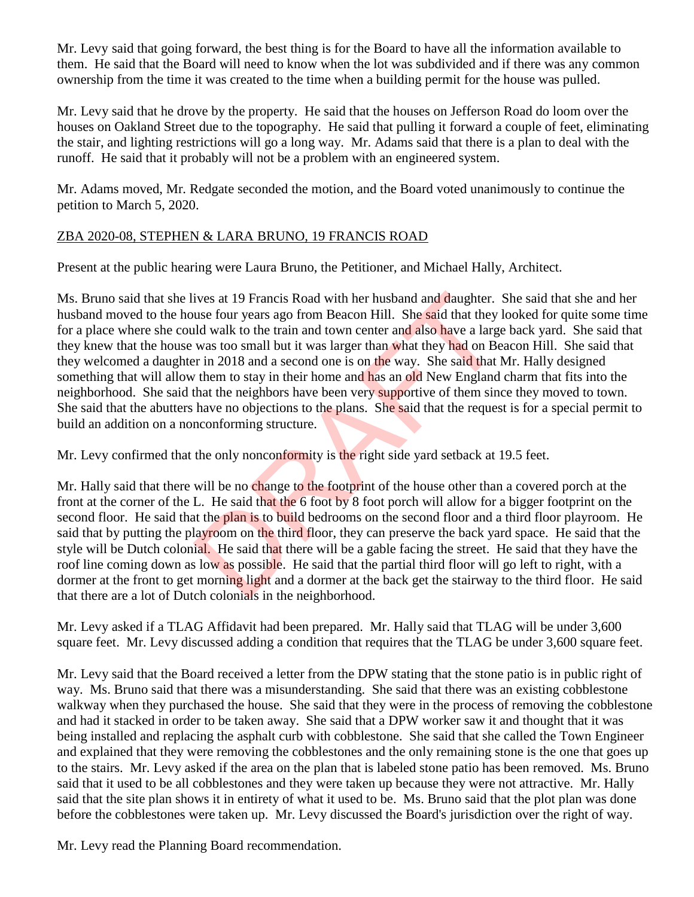Mr. Levy said that going forward, the best thing is for the Board to have all the information available to them. He said that the Board will need to know when the lot was subdivided and if there was any common ownership from the time it was created to the time when a building permit for the house was pulled.

Mr. Levy said that he drove by the property. He said that the houses on Jefferson Road do loom over the houses on Oakland Street due to the topography. He said that pulling it forward a couple of feet, eliminating the stair, and lighting restrictions will go a long way. Mr. Adams said that there is a plan to deal with the runoff. He said that it probably will not be a problem with an engineered system.

Mr. Adams moved, Mr. Redgate seconded the motion, and the Board voted unanimously to continue the petition to March 5, 2020.

ZBA 2020-08, STEPHEN & LARA BRUNO, 19 FRANCIS ROAD

Present at the public hearing were Laura Bruno, the Petitioner, and Michael Hally, Architect.

Ms. Bruno said that she lives at 19 Francis Road with her husband and daughter. She said that she and her husband moved to the house four years ago from Beacon Hill. She said that they looked for quite some time for a place where she could walk to the train and town center and also have a large back yard. She said that they knew that the house was too small but it was larger than what they had on Beacon Hill. She said that they welcomed a daughter in 2018 and a second one is on the way. She said that Mr. Hally designed something that will allow them to stay in their home and has an old New England charm that fits into the neighborhood. She said that the neighbors have been very supportive of them since they moved to town. She said that the abutters have no objections to the plans. She said that the request is for a special permit to build an addition on a nonconforming structure.

Mr. Levy confirmed that the only nonconformity is the right side yard setback at 19.5 feet.

Mr. Hally said that there will be no change to the footprint of the house other than a covered porch at the front at the corner of the L. He said that the 6 foot by 8 foot porch will allow for a bigger footprint on the second floor. He said that the plan is to build bedrooms on the second floor and a third floor playroom. He said that by putting the playroom on the third floor, they can preserve the back yard space. He said that the style will be Dutch colonial. He said that there will be a gable facing the street. He said that they have the roof line coming down as low as possible. He said that the partial third floor will go left to right, with a dormer at the front to get morning light and a dormer at the back get the stairway to the third floor. He said that there are a lot of Dutch colonials in the neighborhood.

Mr. Levy asked if a TLAG Affidavit had been prepared. Mr. Hally said that TLAG will be under 3,600 square feet. Mr. Levy discussed adding a condition that requires that the TLAG be under 3,600 square feet.

Mr. Levy said that the Board received a letter from the DPW stating that the stone patio is in public right of way. Ms. Bruno said that there was a misunderstanding. She said that there was an existing cobblestone walkway when they purchased the house. She said that they were in the process of removing the cobblestone and had it stacked in order to be taken away. She said that a DPW worker saw it and thought that it was being installed and replacing the asphalt curb with cobblestone. She said that she called the Town Engineer and explained that they were removing the cobblestones and the only remaining stone is the one that goes up to the stairs. Mr. Levy asked if the area on the plan that is labeled stone patio has been removed. Ms. Bruno said that it used to be all cobblestones and they were taken up because they were not attractive. Mr. Hally said that the site plan shows it in entirety of what it used to be. Ms. Bruno said that the plot plan was done before the cobblestones were taken up. Mr. Levy discussed the Board's jurisdiction over the right of way.

Mr. Levy read the Planning Board recommendation.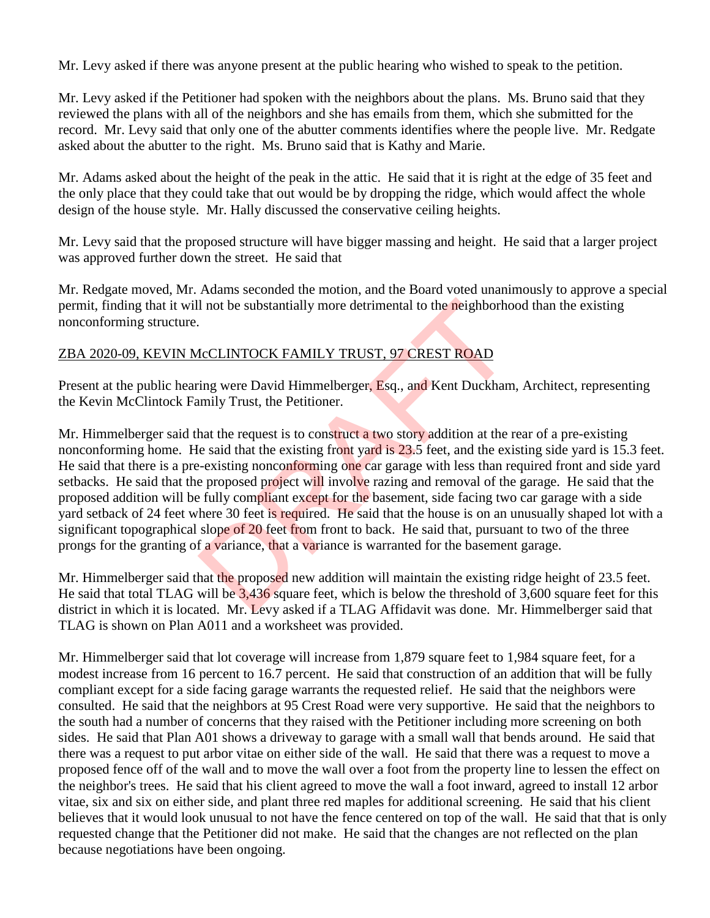Mr. Levy asked if there was anyone present at the public hearing who wished to speak to the petition.

Mr. Levy asked if the Petitioner had spoken with the neighbors about the plans. Ms. Bruno said that they reviewed the plans with all of the neighbors and she has emails from them, which she submitted for the record. Mr. Levy said that only one of the abutter comments identifies where the people live. Mr. Redgate asked about the abutter to the right. Ms. Bruno said that is Kathy and Marie.

Mr. Adams asked about the height of the peak in the attic. He said that it is right at the edge of 35 feet and the only place that they could take that out would be by dropping the ridge, which would affect the whole design of the house style. Mr. Hally discussed the conservative ceiling heights.

Mr. Levy said that the proposed structure will have bigger massing and height. He said that a larger project was approved further down the street. He said that

Mr. Redgate moved, Mr. Adams seconded the motion, and the Board voted unanimously to approve a special permit, finding that it will not be substantially more detrimental to the neighborhood than the existing nonconforming structure.

<u>ZBA 2020-09, KEVIN McCLINTOCK FAMILY TRUST, 97 CREST ROAD</u>

Present at the public hearing were David Himmelberger, Esq., and Kent Duckham, Architect, representing the Kevin McClintock Family Trust, the Petitioner.

Mr. Himmelberger said that the request is to construct a two story addition at the rear of a pre-existing nonconforming home. He said that the existing front yard is 23.5 feet, and the existing side yard is 15.3 feet. He said that there is a pre-existing nonconforming one car garage with less than required front and side yard setbacks. He said that the proposed project will involve razing and removal of the garage. He said that the proposed addition will be fully compliant except for the basement, side facing two car garage with a side yard setback of 24 feet where 30 feet is required. He said that the house is on an unusually shaped lot with a significant topographical slope of 20 feet from front to back. He said that, pursuant to two of the three prongs for the granting of a variance, that a variance is warranted for the basement garage.

Mr. Himmelberger said that the proposed new addition will maintain the existing ridge height of 23.5 feet. He said that total TLAG will be 3,436 square feet, which is below the threshold of 3,600 square feet for this district in which it is located. Mr. Levy asked if a TLAG Affidavit was done. Mr. Himmelberger said that TLAG is shown on Plan A011 and a worksheet was provided.

Mr. Himmelberger said that lot coverage will increase from 1,879 square feet to 1,984 square feet, for a modest increase from 16 percent to 16.7 percent. He said that construction of an addition that will be fully compliant except for a side facing garage warrants the requested relief. He said that the neighbors were consulted. He said that the neighbors at 95 Crest Road were very supportive. He said that the neighbors to the south had a number of concerns that they raised with the Petitioner including more screening on both sides. He said that Plan A01 shows a driveway to garage with a small wall that bends around. He said that there was a request to put arbor vitae on either side of the wall. He said that there was a request to move a proposed fence off of the wall and to move the wall over a foot from the property line to lessen the effect on the neighbor's trees. He said that his client agreed to move the wall a foot inward, agreed to install 12 arbor vitae, six and six on either side, and plant three red maples for additional screening. He said that his client believes that it would look unusual to not have the fence centered on top of the wall. He said that that is only requested change that the Petitioner did not make. He said that the changes are not reflected on the plan because negotiations have been ongoing.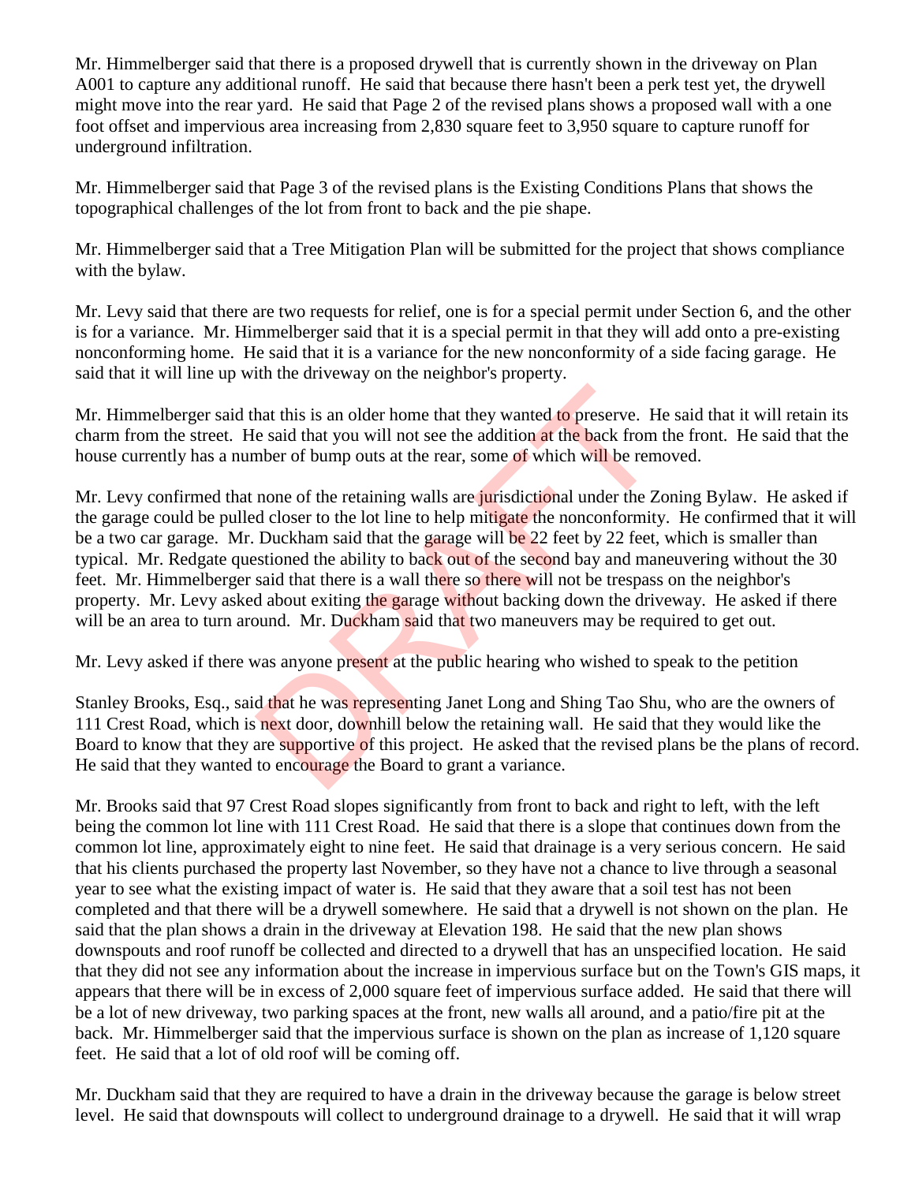Mr. Himmelberger said that there is a proposed drywell that is currently shown in the driveway on Plan A001 to capture any additional runoff. He said that because there hasn't been a perk test yet, the drywell might move into the rear yard. He said that Page 2 of the revised plans shows a proposed wall with a one foot offset and impervious area increasing from 2,830 square feet to 3,950 square to capture runoff for underground infiltration.

Mr. Himmelberger said that Page 3 of the revised plans is the Existing Conditions Plans that shows the topographical challenges of the lot from front to back and the pie shape.

Mr. Himmelberger said that a Tree Mitigation Plan will be submitted for the project that shows compliance with the bylaw.

Mr. Levy said that there are two requests for relief, one is for a special permit under Section 6, and the other is for a variance. Mr. Himmelberger said that it is a special permit in that they will add onto a pre-existing nonconforming home. He said that it is a variance for the new nonconformity of a side facing garage. He said that it will line up with the driveway on the neighbor's property.

Mr. Himmelberger said that this is an older home that they wanted to preserve. He said that it will retain its charm from the street. He said that you will not see the addition at the back from the front. He said that the house currently has a number of bump outs at the rear, some of which will be removed.

Mr. Levy confirmed that none of the retaining walls are jurisdictional under the Zoning Bylaw. He asked if the garage could be pulled closer to the lot line to help mitigate the nonconformity. He confirmed that it will be a two car garage. Mr. Duckham said that the garage will be 22 feet by 22 feet, which is smaller than typical. Mr. Redgate questioned the ability to back out of the second bay and maneuvering without the 30 feet. Mr. Himmelberger said that there is a wall there so there will not be trespass on the neighbor's property. Mr. Levy asked about exiting the garage without backing down the driveway. He asked if there will be an area to turn around. Mr. Duckham said that two maneuvers may be required to get out.

Mr. Levy asked if there was anyone present at the public hearing who wished to speak to the petition

Stanley Brooks, Esq., said that he was representing Janet Long and Shing Tao Shu, who are the owners of 111 Crest Road, which is next door, downhill below the retaining wall. He said that they would like the Board to know that they are supportive of this project. He asked that the revised plans be the plans of record. He said that they wanted to encourage the Board to grant a variance.

Mr. Brooks said that 97 Crest Road slopes significantly from front to back and right to left, with the left being the common lot line with 111 Crest Road. He said that there is a slope that continues down from the common lot line, approximately eight to nine feet. He said that drainage is a very serious concern. He said that his clients purchased the property last November, so they have not a chance to live through a seasonal year to see what the existing impact of water is. He said that they are aware that a soil test has not been completed and that there will be a drywell somewhere. He said that a drywell is not shown on the plan. He said that the plan shows a drain in the driveway at Elevation 198. He said that the new plan shows downspouts and roof runoff be collected and directed to a drywell that has an unspecified location. He said that they did not see any information about the increase in impervious surface but on the Town's GIS maps, it appears that there will be in excess of 2,000 square feet of impervious surface added. He said that there will be a lot of new driveway, two parking spaces at the front, new walls all around, and a patio/fire pit at the back. Mr. Himmelberger said that the impervious surface is shown on the plan as increase of 1,120 square feet. He said that a lot of old roof will be coming off.

Mr. Duckham said that they are required to have a drain in the driveway because the garage is below street level. He said that downspouts will collect to underground drainage to a drywell. He said that it will wrap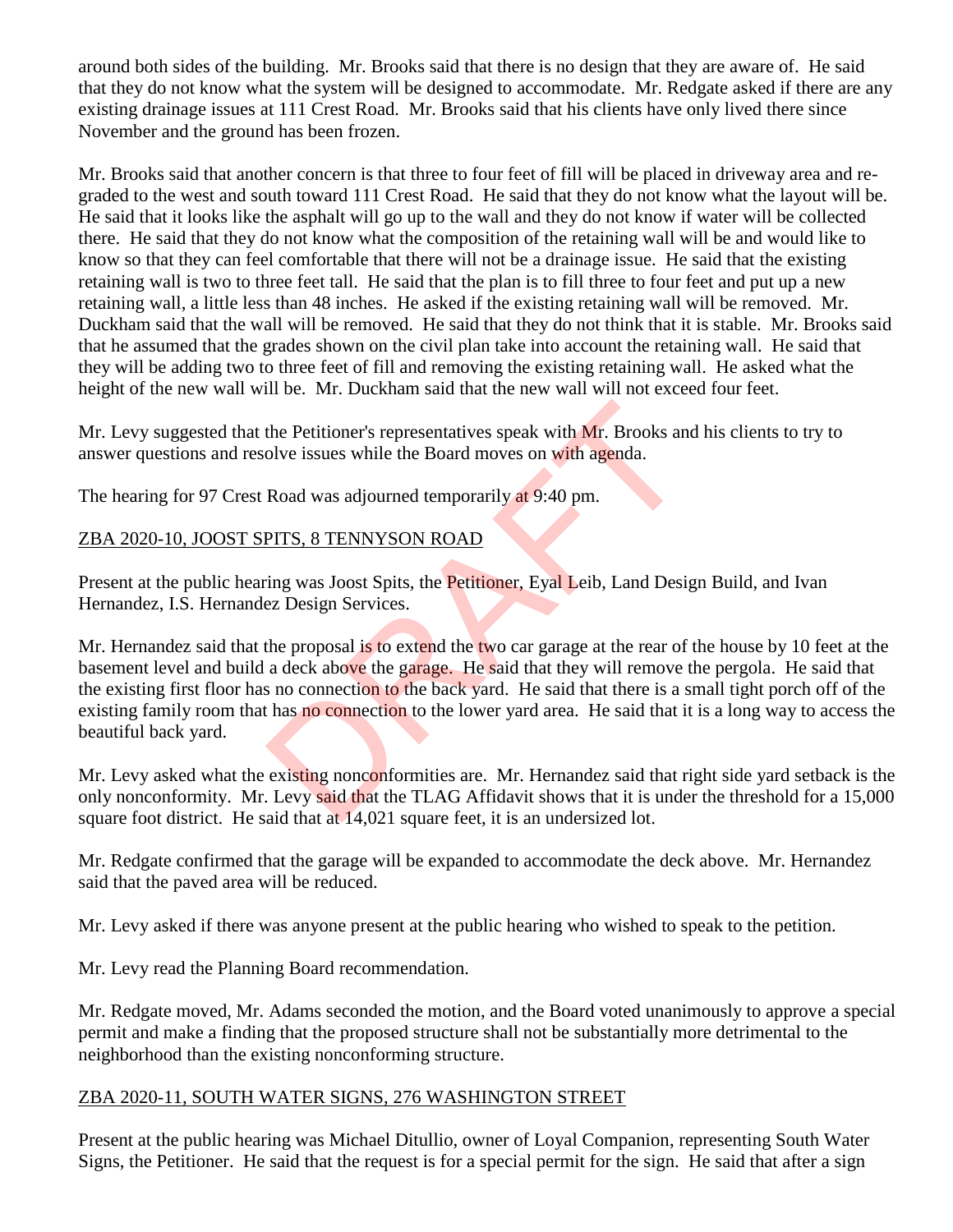around both sides of the building. Mr. Brooks said that there is no design that they are aware of. He said that they do not know what the system will be designed to accommodate. Mr. Redgate asked if there are any existing drainage issues at 111 Crest Road. Mr. Brooks said that his clients have only lived there since November and the ground has been frozen.

Mr. Brooks said that another concern is that three to four feet of fill will be placed in driveway area and re-graded to the west and south toward 111 Crest Road. He said that they do not know what the layout will be. He said that it looks like the asphalt will go up to the wall and they do not know if water will be collected there. He said that they do not know what the composition of the retaining wall will be and would like to know so that they can feel comfortable that there will not be a drainage issue. He said that the existing retaining wall is two to three feet tall. He said that the plan is to fill three to four feet and put up a new retaining wall, a little less than 48 inches. He asked if the existing retaining wall will be removed. Mr. Duckham said that the wall will be removed. He said that they do not think that it is stable. Mr. Brooks said that he assumed that the grades shown on the civil plan take into account the retaining wall. He said that they will be adding two to three feet of fill and removing the existing retaining wall. He asked what the height of the new wall will be. Mr. Duckham said that the new wall will not exceed four feet.

Mr. Levy suggested that the Petitioner's representatives speak with Mr. Brooks and his clients to try to answer questions and resolve issues while the Board moves on with agenda.

The hearing for 97 Crest Road was adjourned temporarily at 9:40 pm.

ZBA 2020-10, JOOST SPITS, 8 TENNYSON ROAD

Present at the public hearing was Joost Spits, the Petitioner, Eyal Leib, Land Design Build, and Ivan Hernandez, I.S. Hernandez Design Services.

Mr. Hernandez said that the proposal is to extend the two car garage at the rear of the house by 10 feet at the basement level and build a deck above the garage. He said that they will remove the pergola. He said that the existing first floor has no connection to the back yard. He said that there is a small tight porch off of the existing family room that has no connection to the lower yard area. He said that it is a long way to access the beautiful back yard.

Mr. Levy asked what the existing nonconformities are. Mr. Hernandez said that right side yard setback is the only nonconformity. Mr. Levy said that the TLAG Affidavit shows that it is under the threshold for a 15,000 square foot district. He said that at 14,021 square feet, it is an undersized lot.

Mr. Redgate confirmed that the garage will be expanded to accommodate the deck above. Mr. Hernandez said that the paved area will be reduced.

Mr. Levy asked if there was anyone present at the public hearing who wished to speak to the petition.

Mr. Levy read the Planning Board recommendation.

Mr. Redgate moved, Mr. Adams seconded the motion, and the Board voted unanimously to approve a special permit and make a finding that the proposed structure shall not be substantially more detrimental to the neighborhood than the existing nonconforming structure.

ZBA 2020-11, SOUTH WATER SIGNS, 276 WASHINGTON STREET

Present at the public hearing was Michael Ditullio, owner of Loyal Companion, representing South Water Signs, the Petitioner. He said that the request is for a special permit for the sign. He said that after a sign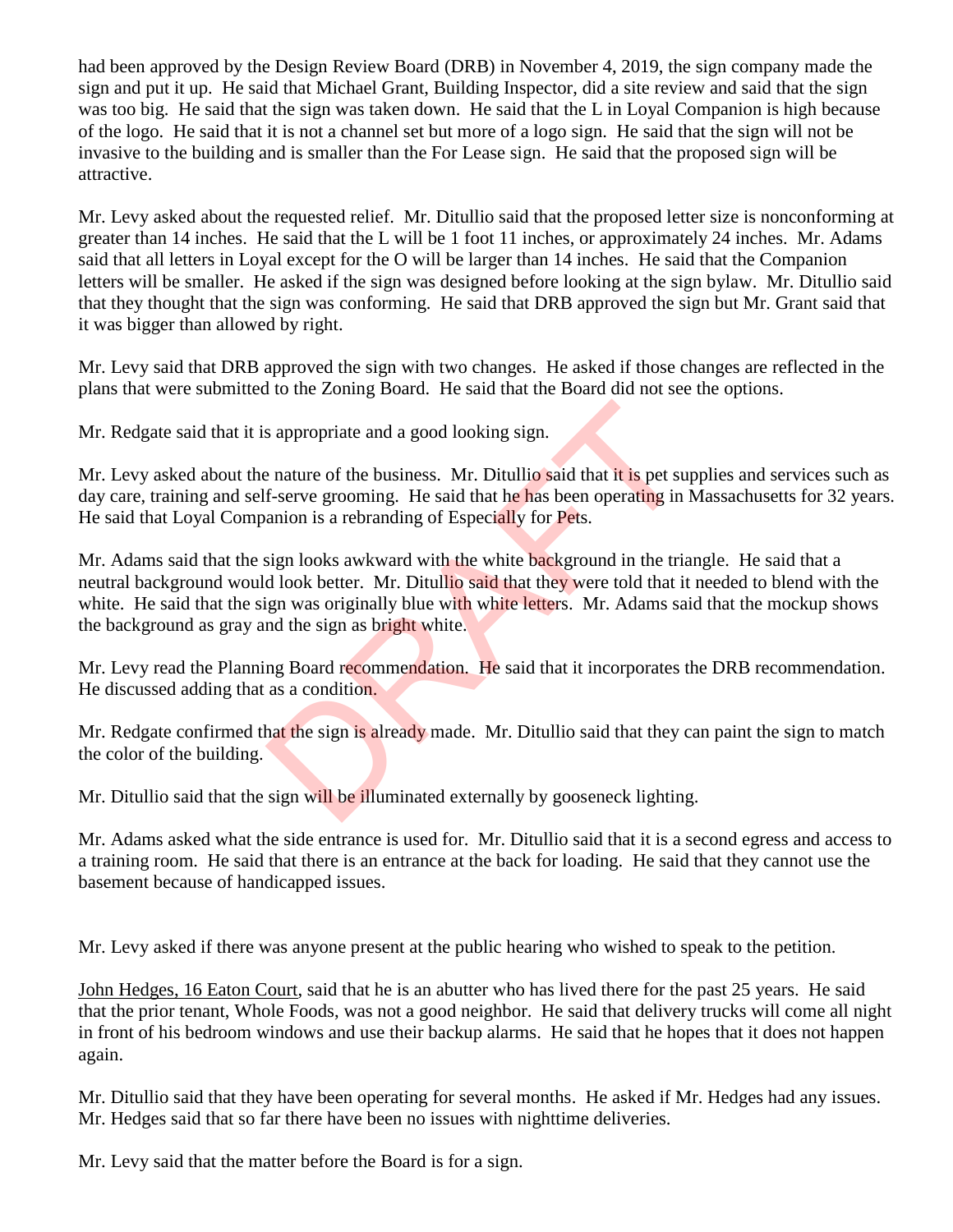had been approved by the Design Review Board (DRB) in November 4, 2019, the sign company made the sign and put it up. He said that Michael Grant, Building Inspector, did a site review and said that the sign was too big. He said that the sign was taken down. He said that the L in Loyal Companion is high because of the logo. He said that it is not a channel set but more of a logo sign. He said that the sign will not be invasive to the building and is smaller than the For Lease sign. He said that the proposed sign will be attractive.

Mr. Levy asked about the requested relief. Mr. Ditullio said that the proposed letter size is nonconforming at greater than 14 inches. He said that the L will be 1 foot 11 inches, or approximately 24 inches. Mr. Adams said that all letters in Loyal except for the O will be larger than 14 inches. He said that the Companion letters will be smaller. He asked if the sign was designed before looking at the sign bylaw. Mr. Ditullio said that they thought that the sign was conforming. He said that DRB approved the sign but Mr. Grant said that it was bigger than allowed by right.

Mr. Levy said that DRB approved the sign with two changes. He asked if those changes are reflected in the plans that were submitted to the Zoning Board. He said that the Board did not see the options.

Mr. Redgate said that it is appropriate and a good looking sign.

Mr. Levy asked about the nature of the business. Mr. Ditullio said that it is pet supplies and services such as day care, training and self-serve grooming. He said that he has been operating in Massachusetts for 32 years. He said that Loyal Companion is a rebranding of Especially for Pets.

Mr. Adams said that the sign looks awkward with the white background in the triangle. He said that a neutral background would look better. Mr. Ditullio said that they were told that it needed to blend with the white. He said that the sign was originally blue with white letters. Mr. Adams said that the mockup shows the background as gray and the sign as bright white.

Mr. Levy read the Planning Board recommendation. He said that it incorporates the DRB recommendation. He discussed adding that as a condition.

Mr. Redgate confirmed that the sign is already made. Mr. Ditullio said that they can paint the sign to match the color of the building.

Mr. Ditullio said that the sign will be illuminated externally by gooseneck lighting.

Mr. Adams asked what the side entrance is used for. Mr. Ditullio said that it is a second egress and access to a training room. He said that there is an entrance at the back for loading. He said that they cannot use the basement because of handicapped issues.

Mr. Levy asked if there was anyone present at the public hearing who wished to speak to the petition.

John Hedges, 16 Eaton Court, said that he is an abutter who has lived there for the past 25 years. He said that the prior tenant, Whole Foods, was not a good neighbor. He said that delivery trucks will come all night in front of his bedroom windows and use their backup alarms. He said that he hopes that it does not happen again.

Mr. Ditullio said that they have been operating for several months. He asked if Mr. Hedges had any issues. Mr. Hedges said that so far there have been no issues with nighttime deliveries.

Mr. Levy said that the matter before the Board is for a sign.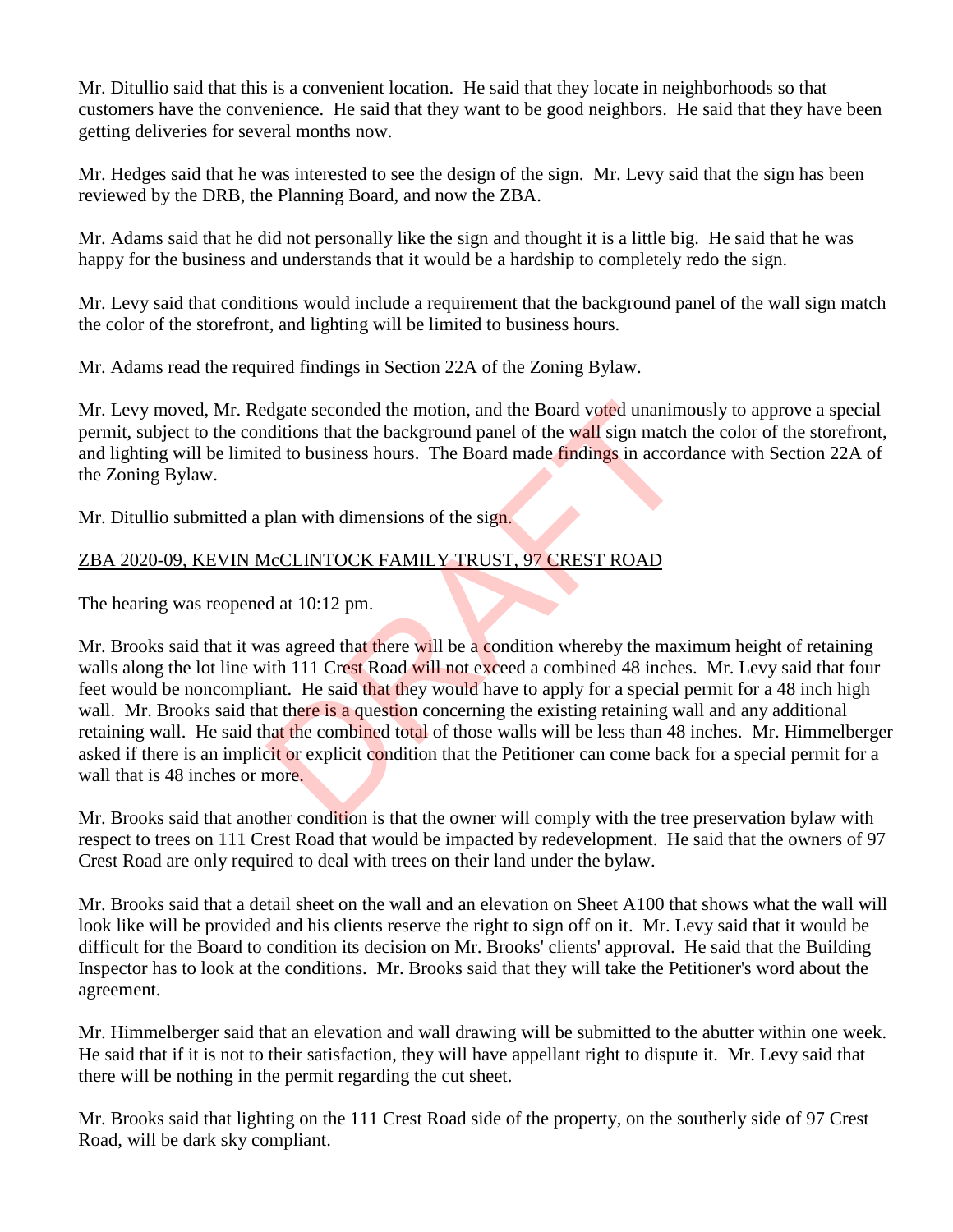Mr. Ditullio said that this is a convenient location. He said that they locate in neighborhoods so that customers have the convenience. He said that they want to be good neighbors. He said that they have been getting deliveries for several months now.

Mr. Hedges said that he was interested to see the design of the sign. Mr. Levy said that the sign has been reviewed by the DRB, the Planning Board, and now the ZBA.

Mr. Adams said that he did not personally like the sign and thought it is a little big. He said that he was happy for the business and understands that it would be a hardship to completely redo the sign.

Mr. Levy said that conditions would include a requirement that the background panel of the wall sign match the color of the storefront, and lighting will be limited to business hours.

Mr. Adams read the required findings in Section 22A of the Zoning Bylaw.

Mr. Levy moved, Mr. Redgate seconded the motion, and the Board voted unanimously to approve a special permit, subject to the conditions that the background panel of the wall sign match the color of the storefront, and lighting will be limited to business hours. The Board made findings in accordance with Section 22A of the Zoning Bylaw.

Mr. Ditullio submitted a plan with dimensions of the sign.

<u>ZBA 2020-09, KEVIN McCLINTOCK FAMILY TRUST, 97 CREST ROAD</u>

The hearing was reopened at 10:12 pm.

Mr. Brooks said that it was agreed that there will be a condition whereby the maximum height of retaining walls along the lot line with 111 Crest Road will not exceed a combined 48 inches. Mr. Levy said that four feet would be noncompliant. He said that they would have to apply for a special permit for a 48 inch high wall. Mr. Brooks said that there is a question concerning the existing retaining wall and any additional retaining wall. He said that the combined total of those walls will be less than 48 inches. Mr. Himmelberger asked if there is an implicit or explicit condition that the Petitioner can come back for a special permit for a wall that is 48 inches or more.

Mr. Brooks said that another condition is that the owner will comply with the tree preservation bylaw with respect to trees on 111 Crest Road that would be impacted by redevelopment. He said that the owners of 97 Crest Road are only required to deal with trees on their land under the bylaw.

Mr. Brooks said that a detail sheet on the wall and an elevation on Sheet A100 that shows what the wall will look like will be provided and his clients reserve the right to sign off on it. Mr. Levy said that it would be difficult for the Board to condition its decision on Mr. Brooks' clients' approval. He said that the Building Inspector has to look at the conditions. Mr. Brooks said that they will take the Petitioner's word about the agreement.

Mr. Himmelberger said that an elevation and wall drawing will be submitted to the abutter within one week. He said that if it is not to their satisfaction, they will have appellant right to dispute it. Mr. Levy said that there will be nothing in the permit regarding the cut sheet.

Mr. Brooks said that lighting on the 111 Crest Road side of the property, on the southerly side of 97 Crest Road, will be dark sky compliant.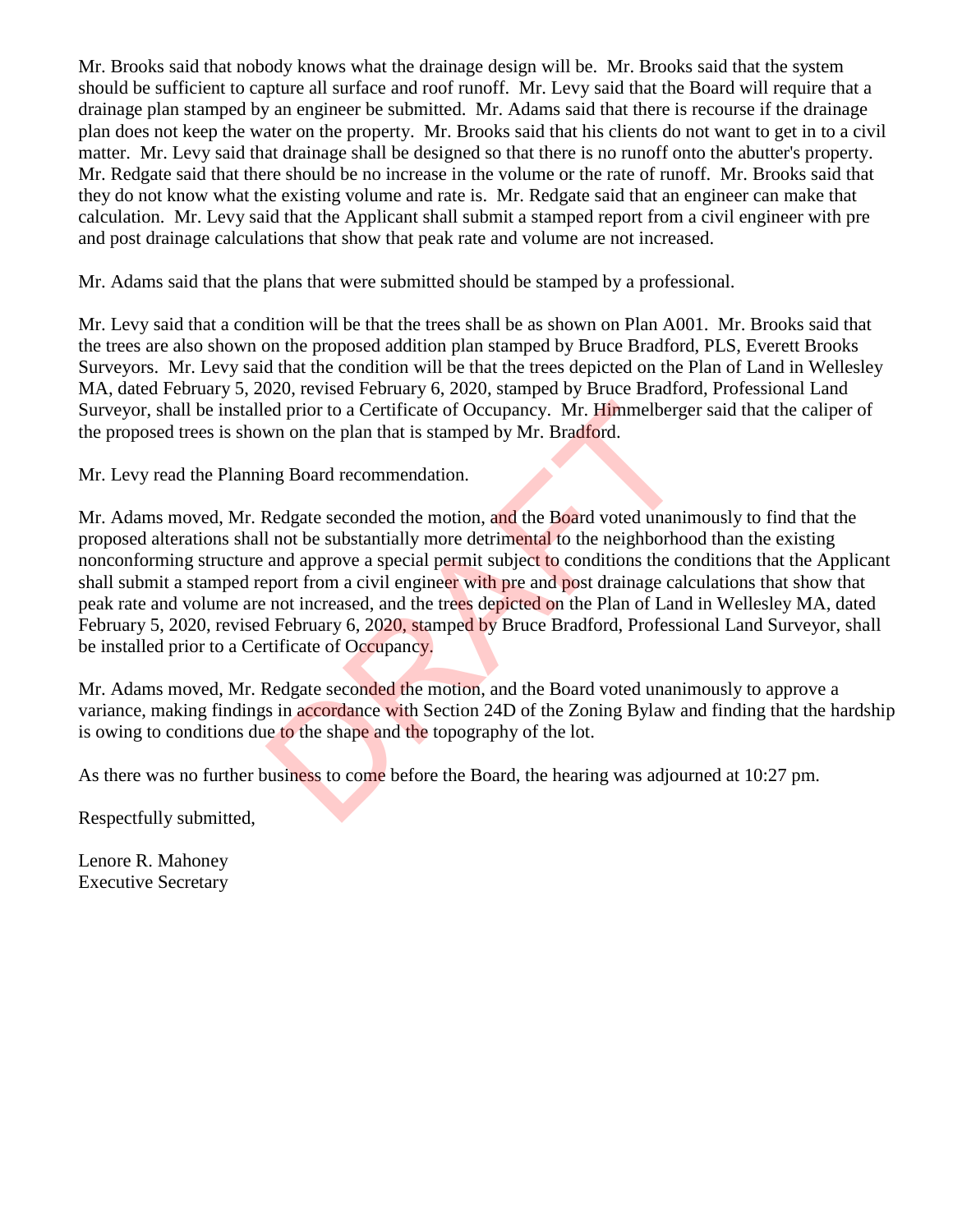Mr. Brooks said that nobody knows what the drainage design will be. Mr. Brooks said that the system should be sufficient to capture all surface and roof runoff. Mr. Levy said that the Board will require that a drainage plan stamped by an engineer be submitted. Mr. Adams said that there is recourse if the drainage plan does not keep the water on the property. Mr. Brooks said that his clients do not want to get in to a civil matter. Mr. Levy said that drainage shall be designed so that there is no runoff onto the abutter's property. Mr. Redgate said that there should be no increase in the volume or the rate of runoff. Mr. Brooks said that they do not know what the existing volume and rate is. Mr. Redgate said that an engineer can make that calculation. Mr. Levy said that the Applicant shall submit a stamped report from a civil engineer with pre and post drainage calculations that show that peak rate and volume are not increased.

Mr. Adams said that the plans that were submitted should be stamped by a professional.

Mr. Levy said that a condition will be that the trees shall be as shown on Plan A001. Mr. Brooks said that the trees are also shown on the proposed addition plan stamped by Bruce Bradford, PLS, Everett Brooks Surveyors. Mr. Levy said that the condition will be that the trees depicted on the Plan of Land in Wellesley MA, dated February 5, 2020, revised February 6, 2020, stamped by Bruce Bradford, Professional Land Surveyor, shall be installed prior to a Certificate of Occupancy. Mr. Himmelberger said that the caliper of the proposed trees is shown on the plan that is stamped by Mr. Bradford.

Mr. Levy read the Planning Board recommendation.

Mr. Adams moved, Mr. Redgate seconded the motion, and the Board voted unanimously to find that the proposed alterations shall not be substantially more detrimental to the neighborhood than the existing nonconforming structure and approve a special permit subject to conditions the conditions that the Applicant shall submit a stamped report from a civil engineer with pre and post drainage calculations that show that peak rate and volume are not increased, and the trees depicted on the Plan of Land in Wellesley MA, dated February 5, 2020, revised February 6, 2020, stamped by Bruce Bradford, Professional Land Surveyor, shall be installed prior to a Certificate of Occupancy.

Mr. Adams moved, Mr. Redgate seconded the motion, and the Board voted unanimously to approve a variance, making findings in accordance with Section 24D of the Zoning Bylaw and finding that the hardship is owing to conditions due to the shape and the topography of the lot.

As there was no further business to come before the Board, the hearing was adjourned at 10:27 pm.

Respectfully submitted,

Lenore R. Mahoney
Executive Secretary